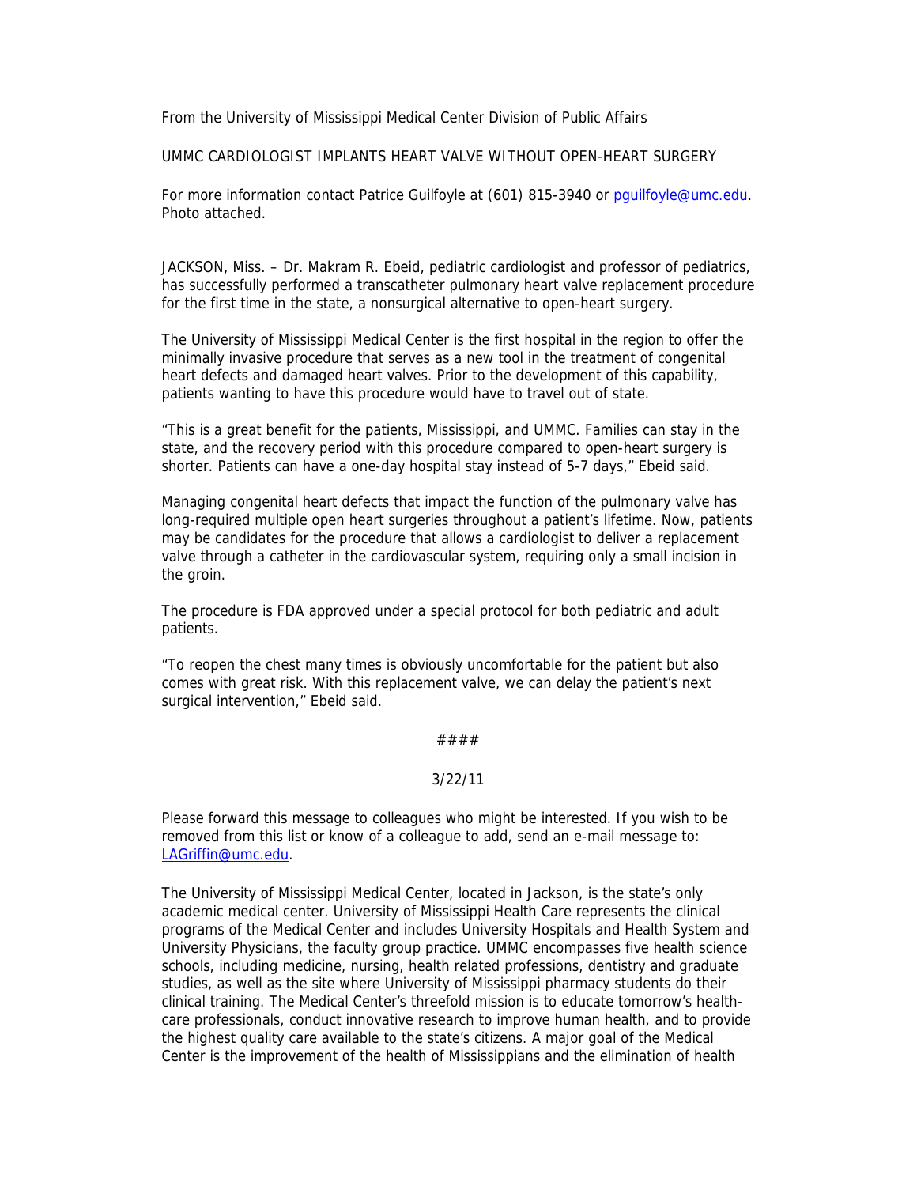From the University of Mississippi Medical Center Division of Public Affairs

# UMMC CARDIOLOGIST IMPLANTS HEART VALVE WITHOUT OPEN-HEART SURGERY

For more information contact Patrice Guilfoyle at (601) 815-3940 or pguilfoyle@umc.edu. Photo attached.

JACKSON, Miss. – Dr. Makram R. Ebeid, pediatric cardiologist and professor of pediatrics, has successfully performed a transcatheter pulmonary heart valve replacement procedure for the first time in the state, a nonsurgical alternative to open-heart surgery.

The University of Mississippi Medical Center is the first hospital in the region to offer the minimally invasive procedure that serves as a new tool in the treatment of congenital heart defects and damaged heart valves. Prior to the development of this capability, patients wanting to have this procedure would have to travel out of state.

"This is a great benefit for the patients, Mississippi, and UMMC. Families can stay in the state, and the recovery period with this procedure compared to open-heart surgery is shorter. Patients can have a one-day hospital stay instead of 5-7 days," Ebeid said.

Managing congenital heart defects that impact the function of the pulmonary valve has long-required multiple open heart surgeries throughout a patient's lifetime. Now, patients may be candidates for the procedure that allows a cardiologist to deliver a replacement valve through a catheter in the cardiovascular system, requiring only a small incision in the groin.

The procedure is FDA approved under a special protocol for both pediatric and adult patients.

"To reopen the chest many times is obviously uncomfortable for the patient but also comes with great risk. With this replacement valve, we can delay the patient's next surgical intervention," Ebeid said.

####

3/22/11

Please forward this message to colleagues who might be interested. If you wish to be removed from this list or know of a colleague to add, send an e-mail message to: LAGriffin@umc.edu.

The University of Mississippi Medical Center, located in Jackson, is the state's only academic medical center. University of Mississippi Health Care represents the clinical programs of the Medical Center and includes University Hospitals and Health System and University Physicians, the faculty group practice. UMMC encompasses five health science schools, including medicine, nursing, health related professions, dentistry and graduate studies, as well as the site where University of Mississippi pharmacy students do their clinical training. The Medical Center's threefold mission is to educate tomorrow's health-care professionals, conduct innovative research to improve human health, and to provide the highest quality care available to the state's citizens. A major goal of the Medical Center is the improvement of the health of Mississippians and the elimination of health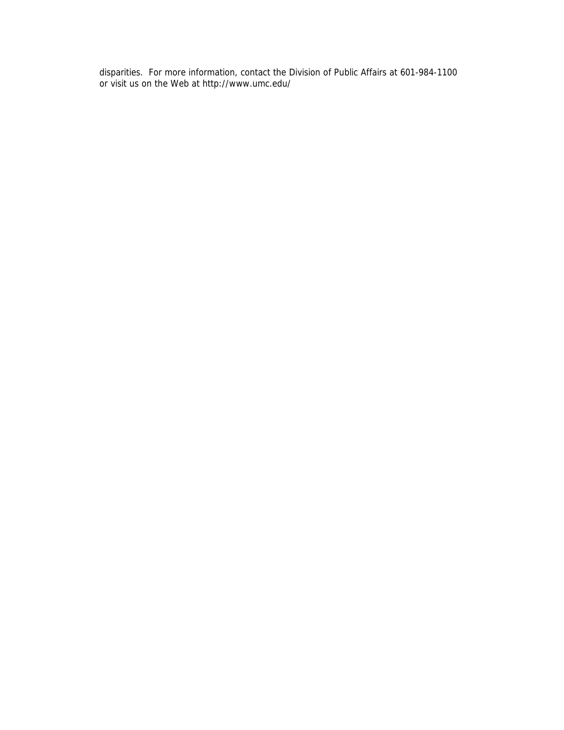disparities. For more information, contact the Division of Public Affairs at 601-984-1100 or visit us on the Web at http://www.umc.edu/